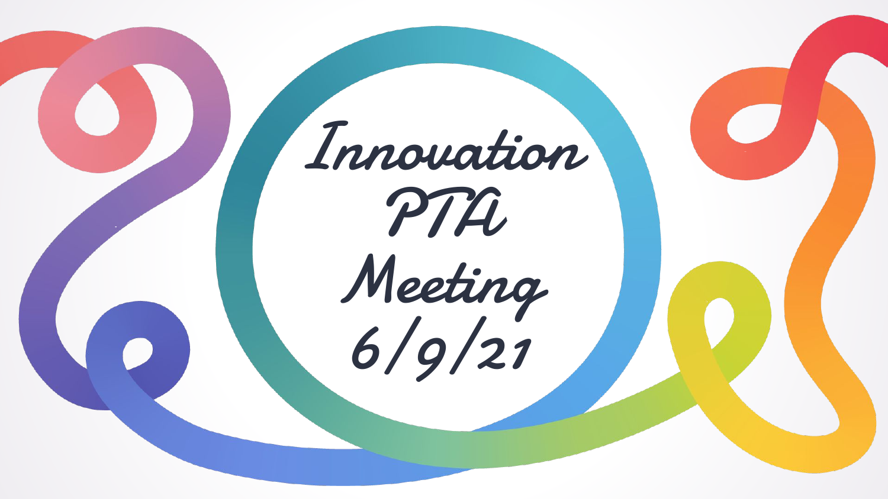# Innovation PTA Meeting 6/9/21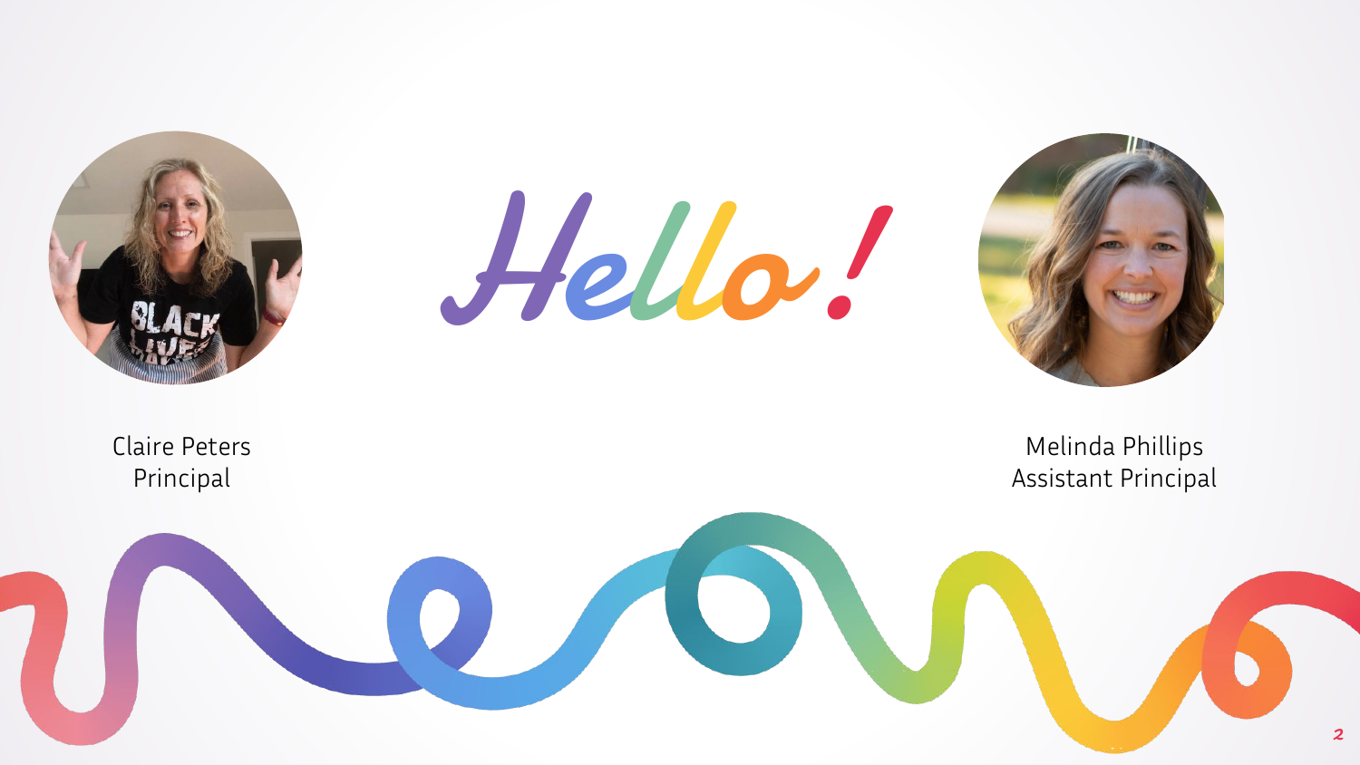# Hello!

Claire Peters
Principal

Melinda Phillips
Assistant Principal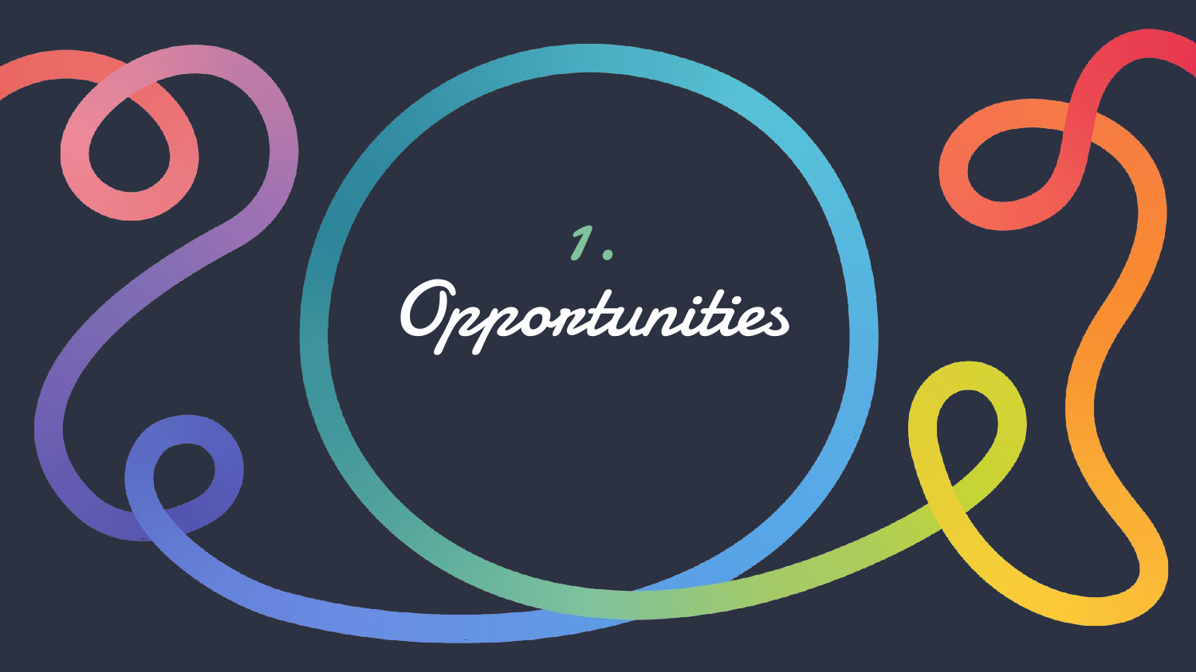# 1.

# Opportunities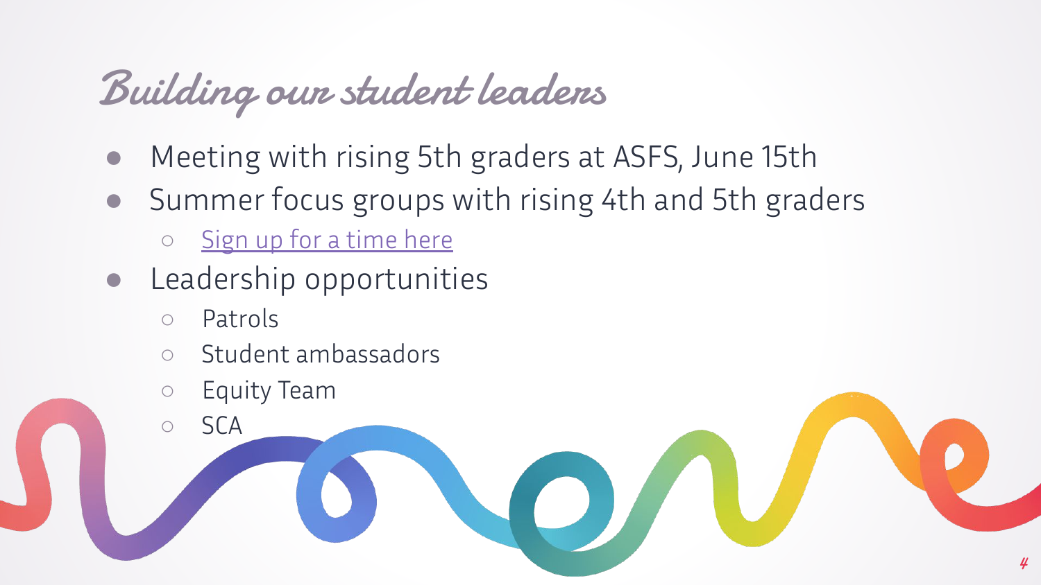# Building our student leaders

- Meeting with rising 5th graders at ASFS, June 15th
- Summer focus groups with rising 4th and 5th graders
  - Sign up for a time here
- Leadership opportunities
  - Patrols
  - Student ambassadors
  - Equity Team
  - SCA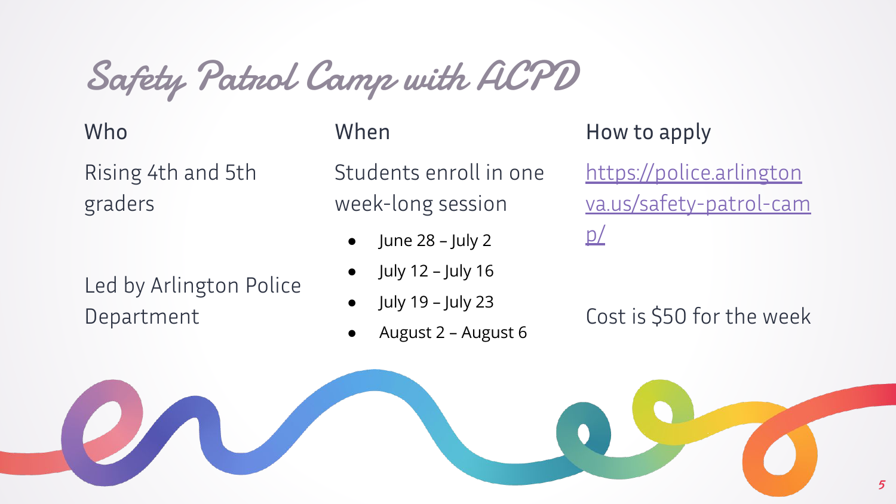# Safety Patrol Camp with ACPD

## Who

Rising 4th and 5th graders

Led by Arlington Police Department

## When

Students enroll in one week-long session

- June 28 – July 2
- July 12 – July 16
- July 19 – July 23
- August 2 – August 6

## How to apply

[https://police.arlingtonva.us/safety-patrol-camp/](https://police.arlingtonva.us/safety-patrol-camp/)

Cost is $50 for the week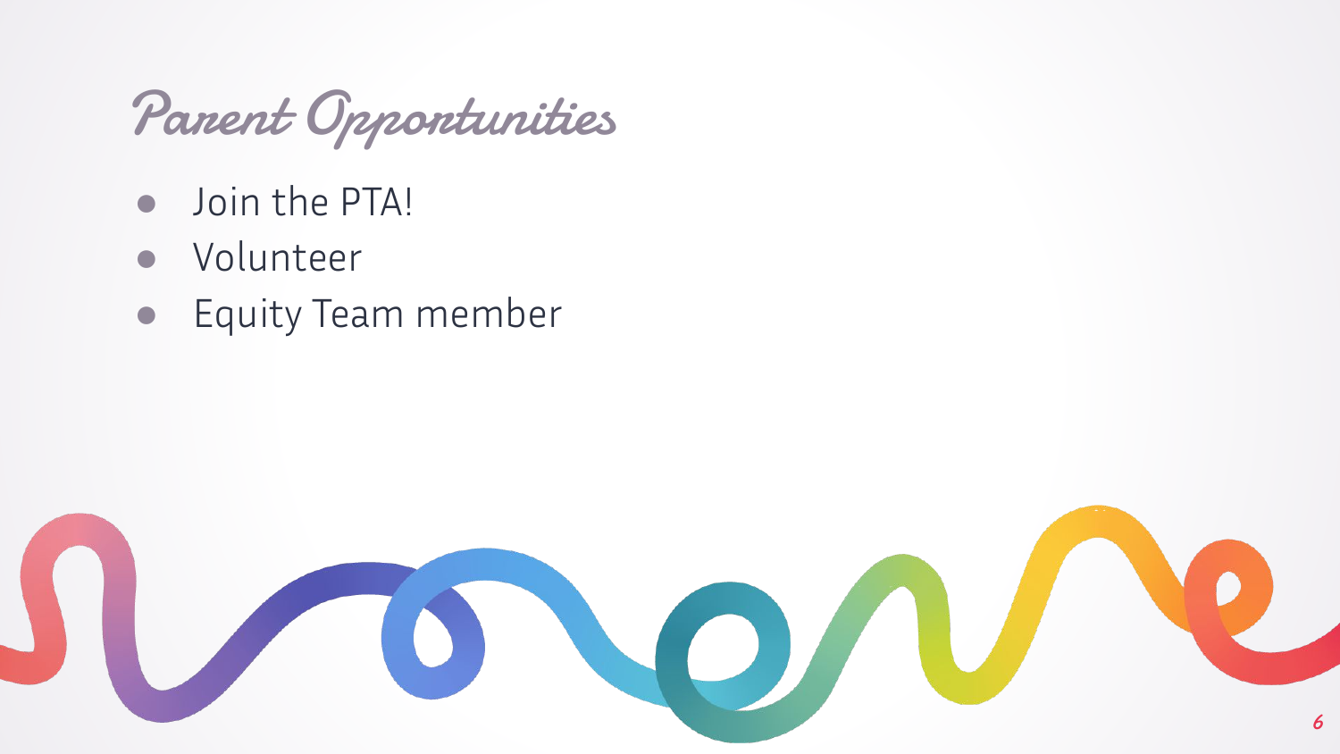# Parent Opportunities

- Join the PTA!
- Volunteer
- Equity Team member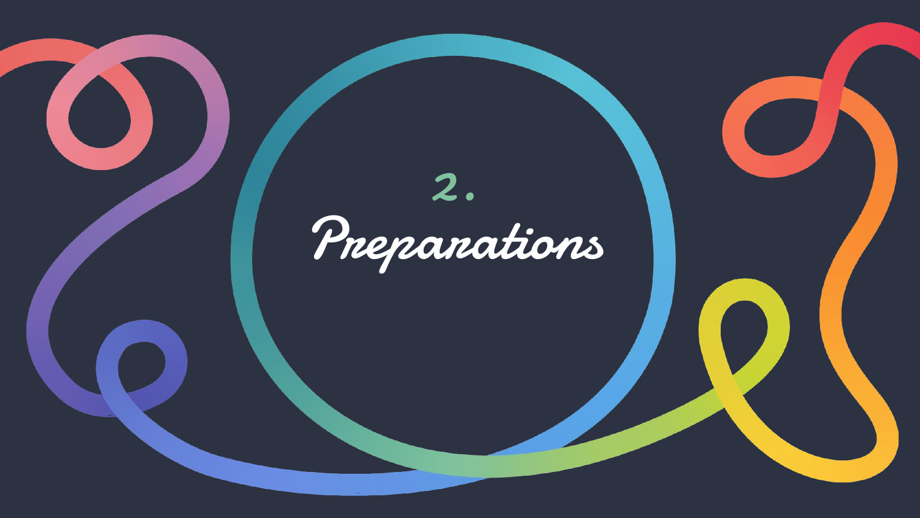# 2.

# Preparations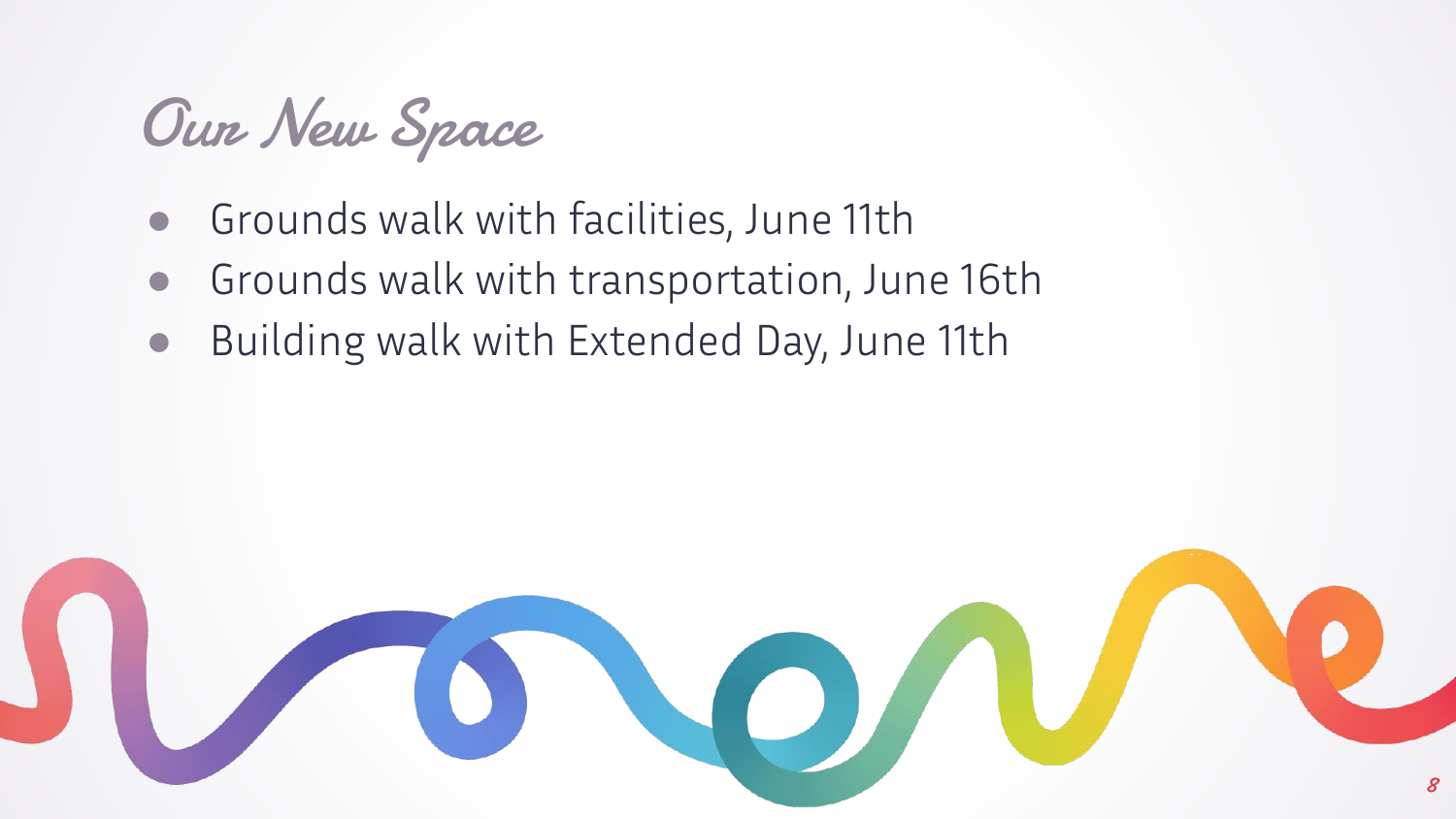# Our New Space

- Grounds walk with facilities, June 11th
- Grounds walk with transportation, June 16th
- Building walk with Extended Day, June 11th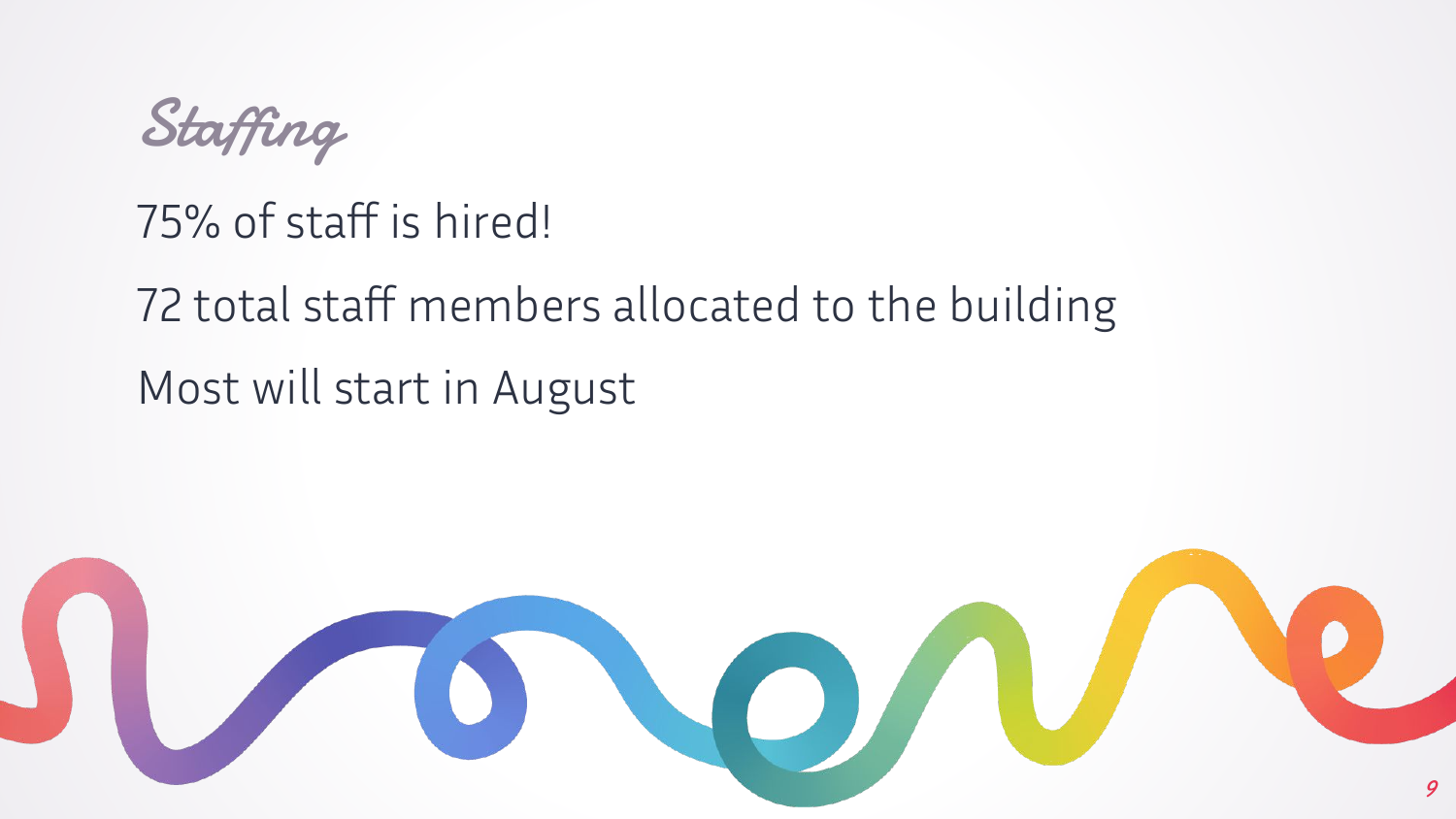# Staffing

75% of staff is hired!

72 total staff members allocated to the building

Most will start in August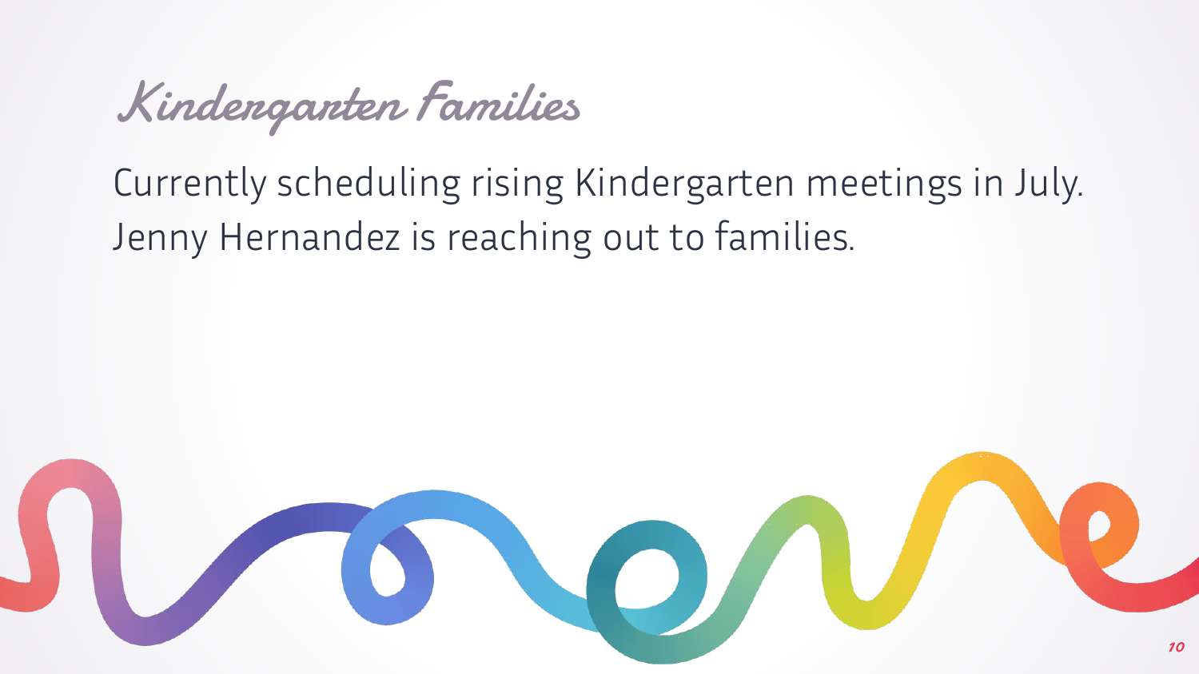# Kindergarten Families

Currently scheduling rising Kindergarten meetings in July.
Jenny Hernandez is reaching out to families.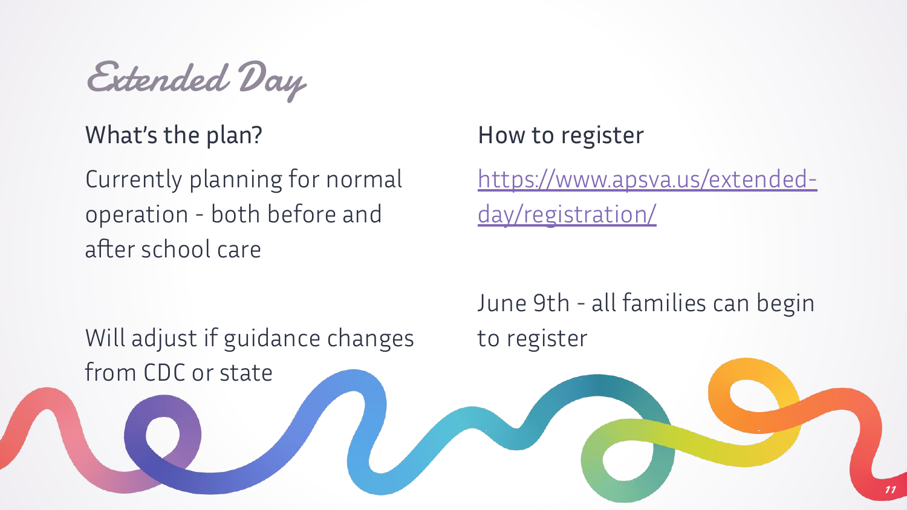# Extended Day

## What's the plan?

Currently planning for normal operation - both before and after school care

Will adjust if guidance changes from CDC or state

## How to register

[https://www.apsva.us/extended-day/registration/](https://www.apsva.us/extended-day/registration/)

June 9th - all families can begin to register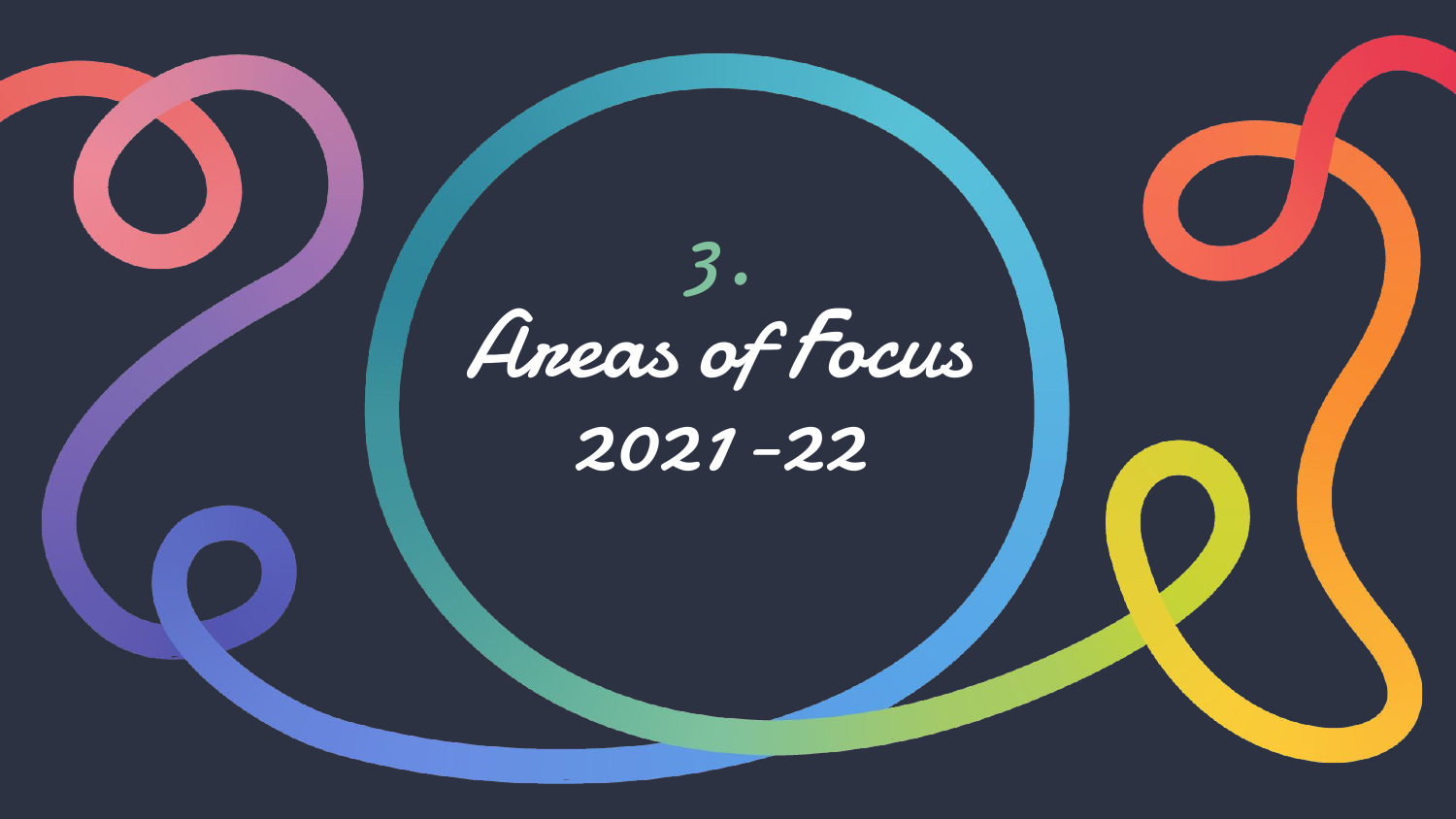# 3.

# Areas of Focus 2021-22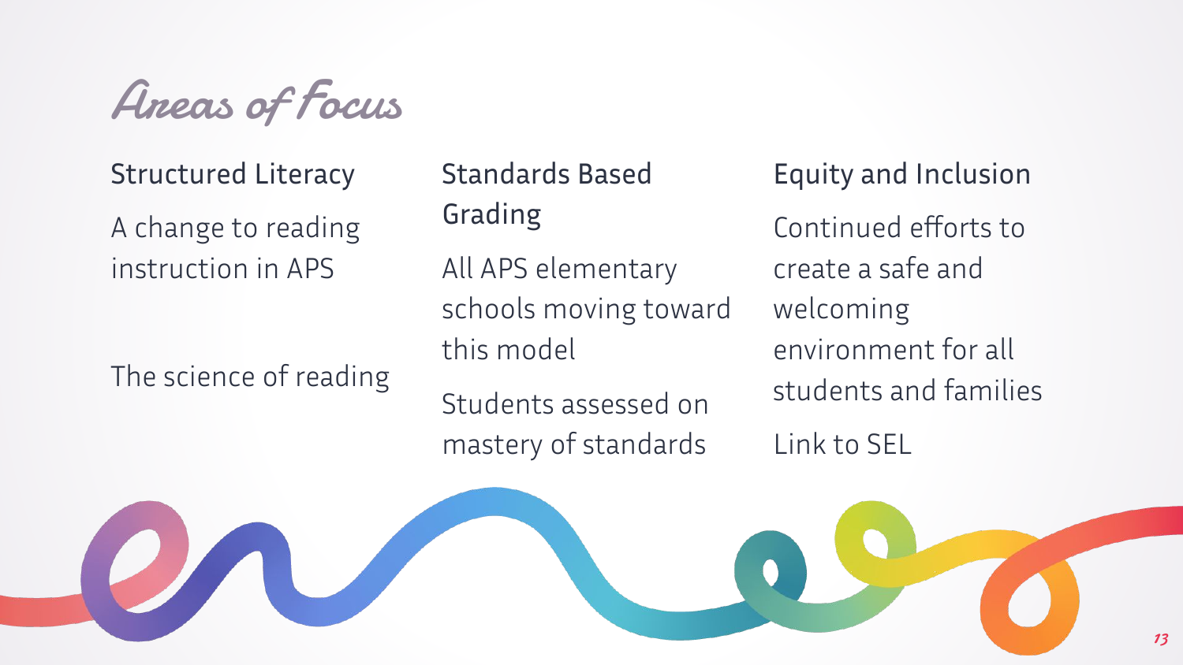# Areas of Focus

## Structured Literacy

A change to reading instruction in APS

The science of reading

## Standards Based Grading

All APS elementary schools moving toward this model

Students assessed on mastery of standards

## Equity and Inclusion

Continued efforts to create a safe and welcoming environment for all students and families

Link to SEL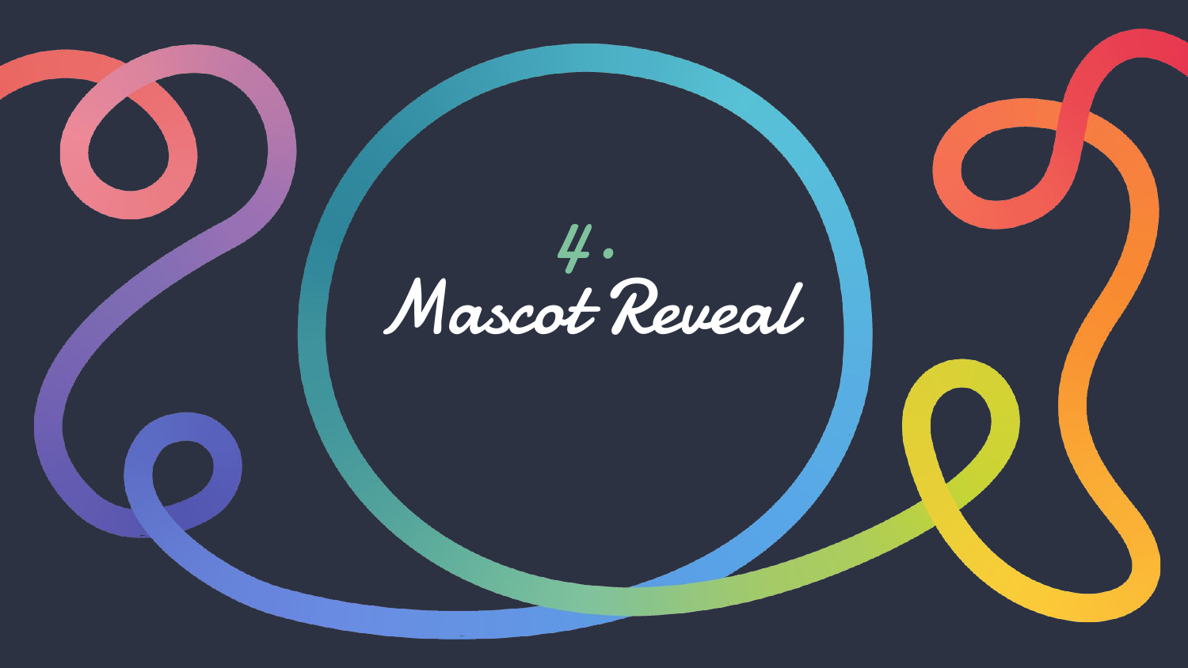# 4.
# Mascot Reveal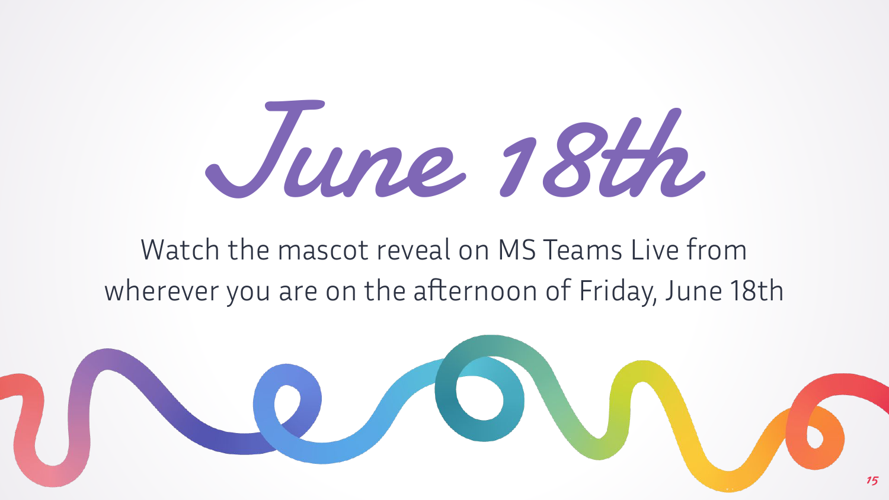# June 18th

Watch the mascot reveal on MS Teams Live from wherever you are on the afternoon of Friday, June 18th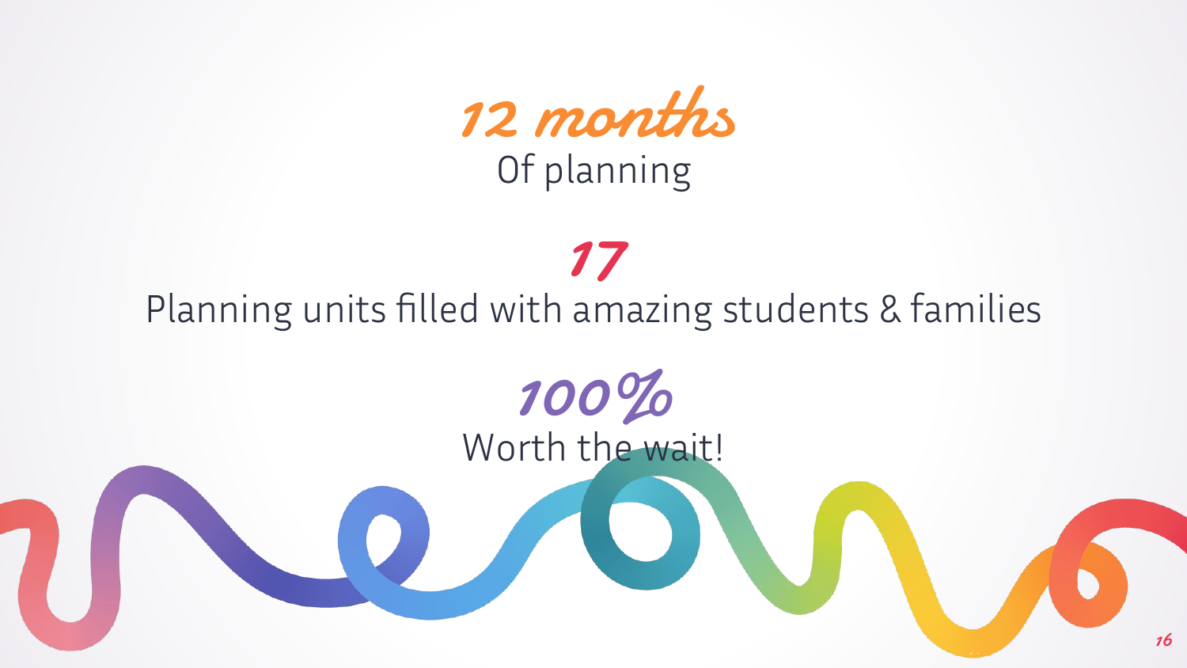## 12 months

Of planning

## 17

Planning units filled with amazing students & families

## 100%

Worth the wait!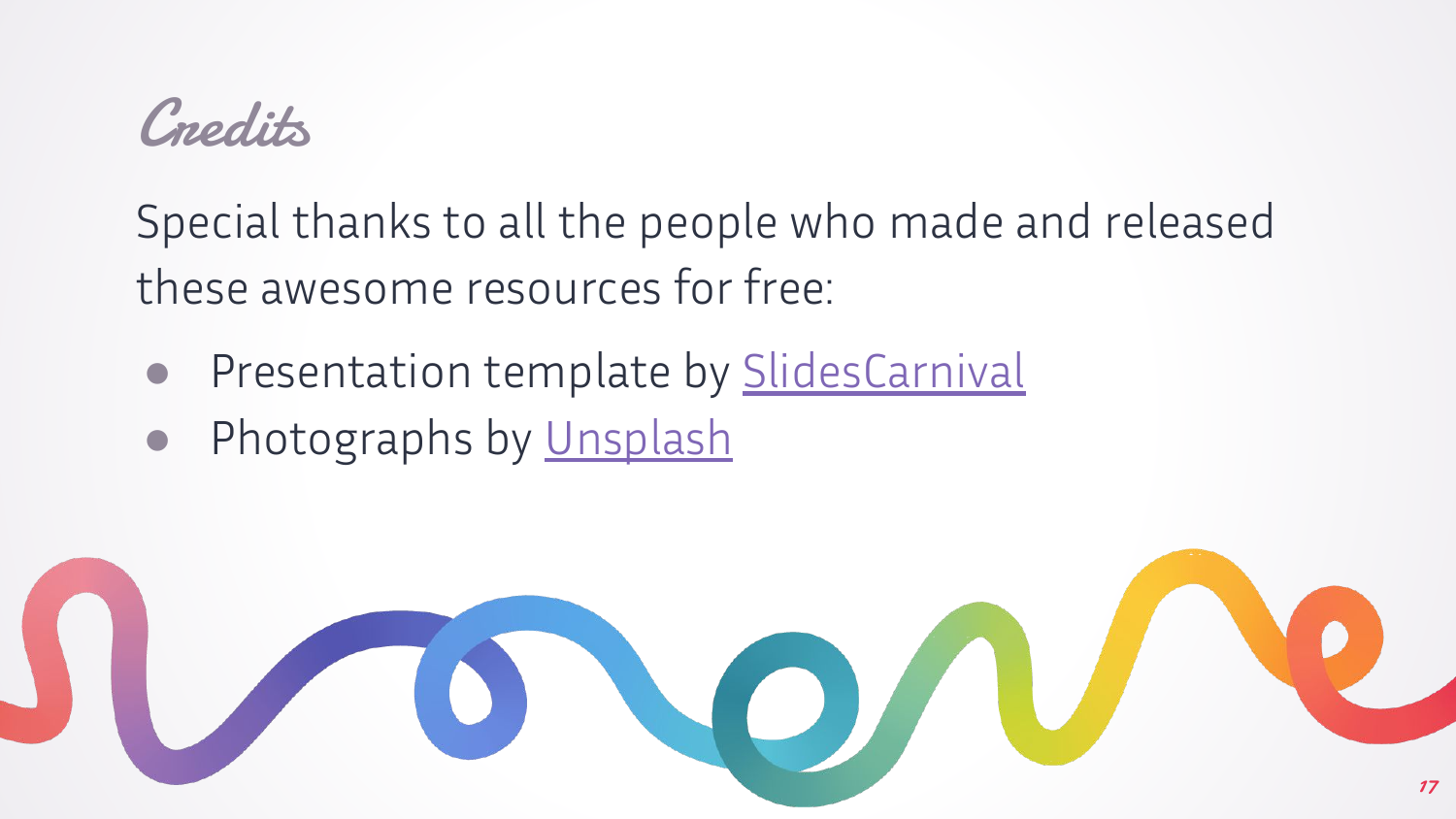# Credits

Special thanks to all the people who made and released these awesome resources for free:

- Presentation template by SlidesCarnival
- Photographs by Unsplash